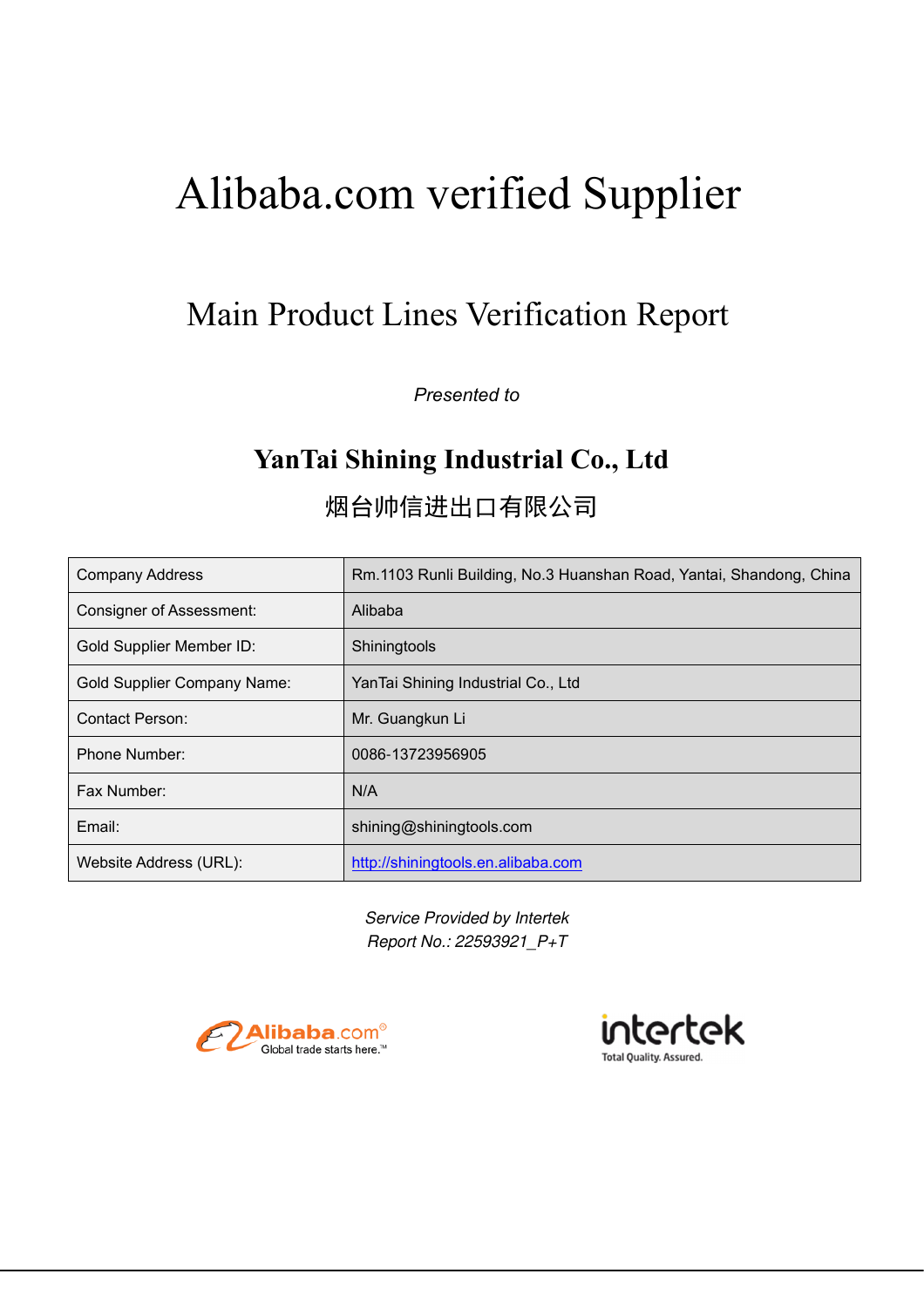# Alibaba.com verified Supplier

## Main Product Lines Verification Report

*Presented to*

### YanTai Shining Industrial Co., Ltd

### 烟台帅信进出口有限公司

| Company Address | Rm.1103 Runli Building, No.3 Huanshan Road, Yantai, Shandong, China |
|---|---|
| Consigner of Assessment: | Alibaba |
| Gold Supplier Member ID: | Shiningtools |
| Gold Supplier Company Name: | YanTai Shining Industrial Co., Ltd |
| Contact Person: | Mr. Guangkun Li |
| Phone Number: | 0086-13723956905 |
| Fax Number: | N/A |
| Email: | shining@shiningtools.com |
| Website Address (URL): | http://shiningtools.en.alibaba.com |

*Service Provided by Intertek*
*Report No.: 22593921_P+T*

Alibaba.com Global trade starts here.™

intertek Total Quality. Assured.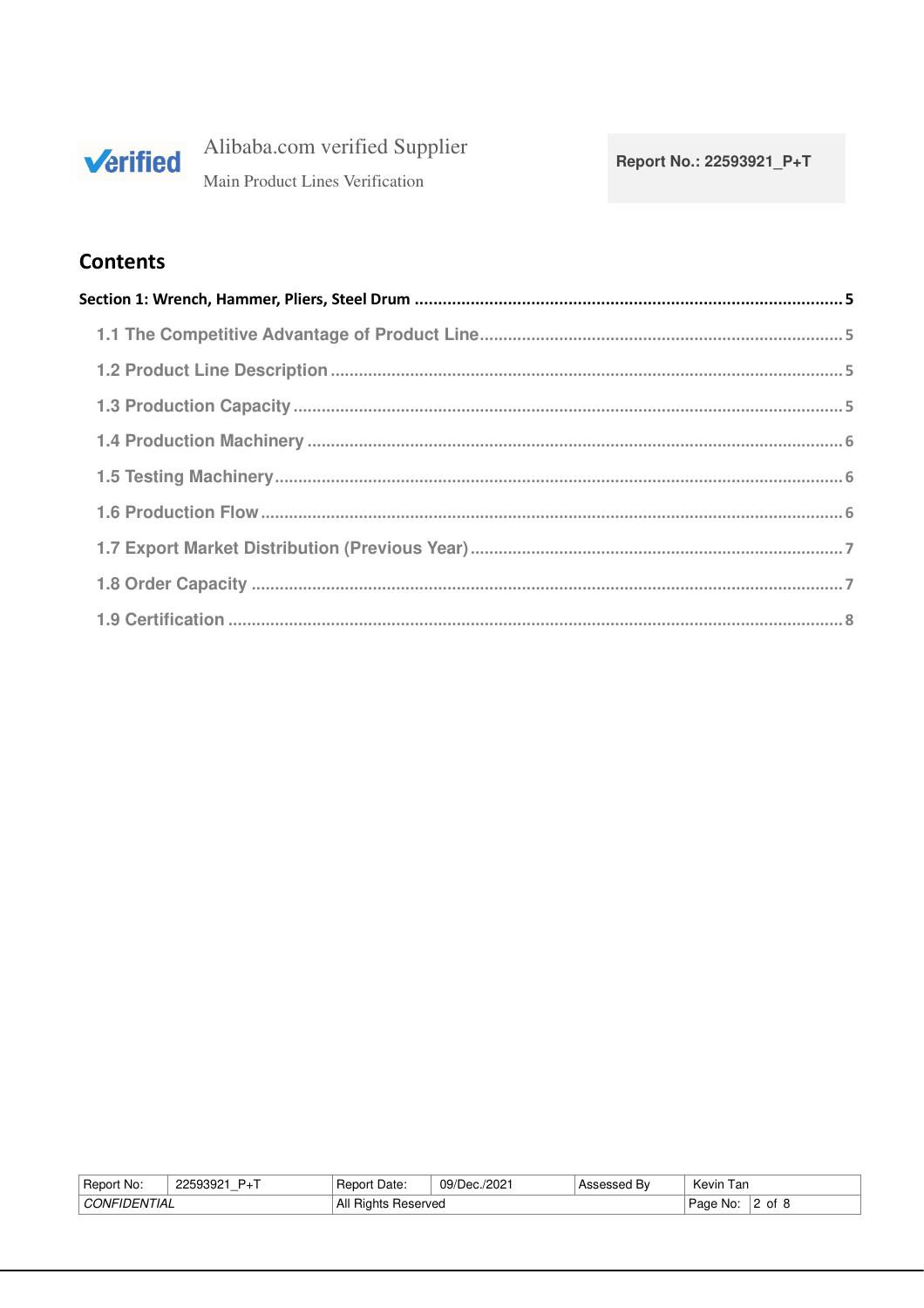## Contents

**Section 1: Wrench, Hammer, Pliers, Steel Drum .......... 5**

- 1.1 The Competitive Advantage of Product Line .......... 5
- 1.2 Product Line Description .......... 5
- 1.3 Production Capacity .......... 5
- 1.4 Production Machinery .......... 6
- 1.5 Testing Machinery .......... 6
- 1.6 Production Flow .......... 6
- 1.7 Export Market Distribution (Previous Year) .......... 7
- 1.8 Order Capacity .......... 7
- 1.9 Certification .......... 8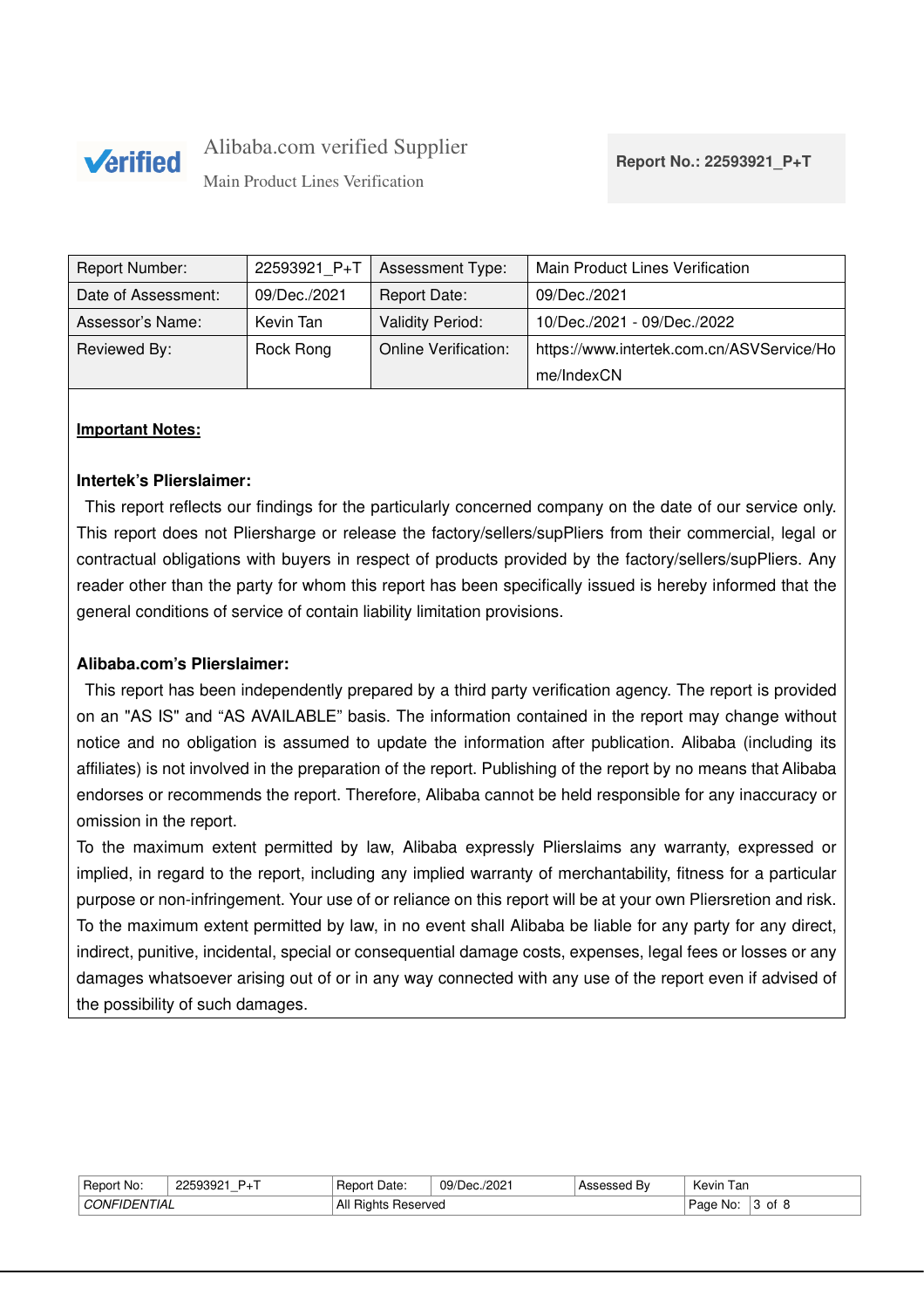Alibaba.com verified Supplier

Main Product Lines Verification

**Report No.: 22593921_P+T**

| Report Number: | 22593921_P+T | Assessment Type: | Main Product Lines Verification |
|---|---|---|---|
| Date of Assessment: | 09/Dec./2021 | Report Date: | 09/Dec./2021 |
| Assessor's Name: | Kevin Tan | Validity Period: | 10/Dec./2021 - 09/Dec./2022 |
| Reviewed By: | Rock Rong | Online Verification: | https://www.intertek.com.cn/ASVService/Home/IndexCN |

**Important Notes:**

**Intertek's Plierslaimer:**

This report reflects our findings for the particularly concerned company on the date of our service only. This report does not Pliersharge or release the factory/sellers/supPliers from their commercial, legal or contractual obligations with buyers in respect of products provided by the factory/sellers/supPliers. Any reader other than the party for whom this report has been specifically issued is hereby informed that the general conditions of service of contain liability limitation provisions.

**Alibaba.com's Plierslaimer:**

This report has been independently prepared by a third party verification agency. The report is provided on an "AS IS" and "AS AVAILABLE" basis. The information contained in the report may change without notice and no obligation is assumed to update the information after publication. Alibaba (including its affiliates) is not involved in the preparation of the report. Publishing of the report by no means that Alibaba endorses or recommends the report. Therefore, Alibaba cannot be held responsible for any inaccuracy or omission in the report.

To the maximum extent permitted by law, Alibaba expressly Plierslaims any warranty, expressed or implied, in regard to the report, including any implied warranty of merchantability, fitness for a particular purpose or non-infringement. Your use of or reliance on this report will be at your own Pliersretion and risk. To the maximum extent permitted by law, in no event shall Alibaba be liable for any party for any direct, indirect, punitive, incidental, special or consequential damage costs, expenses, legal fees or losses or any damages whatsoever arising out of or in any way connected with any use of the report even if advised of the possibility of such damages.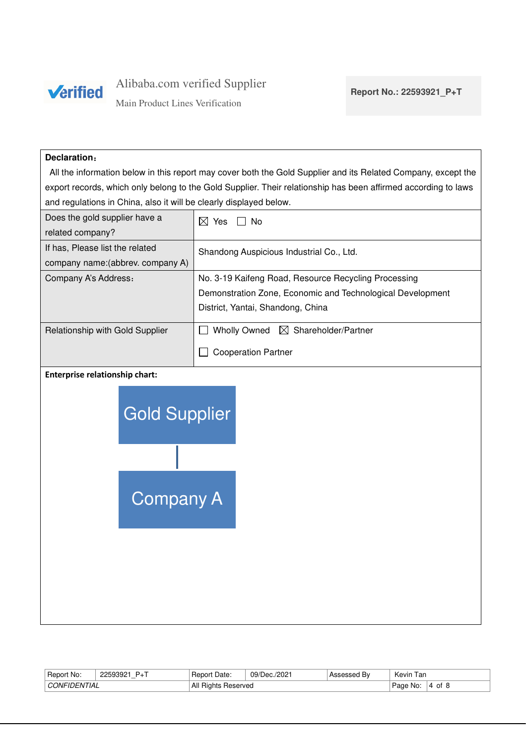Alibaba.com verified Supplier

Main Product Lines Verification

**Report No.: 22593921_P+T**

**Declaration:**

All the information below in this report may cover both the Gold Supplier and its Related Company, except the export records, which only belong to the Gold Supplier. Their relationship has been affirmed according to laws and regulations in China, also it will be clearly displayed below.

| | |
|---|---|
| Does the gold supplier have a related company? | ☒ Yes ☐ No |
| If has, Please list the related company name:(abbrev. company A) | Shandong Auspicious Industrial Co., Ltd. |
| Company A's Address: | No. 3-19 Kaifeng Road, Resource Recycling Processing Demonstration Zone, Economic and Technological Development District, Yantai, Shandong, China |
| Relationship with Gold Supplier | ☐ Wholly Owned ☒ Shareholder/Partner ☐ Cooperation Partner |

**Enterprise relationship chart:**

Gold Supplier

Company A

| | | | | | |
|---|---|---|---|---|---|
| Report No: | 22593921_P+T | Report Date: | 09/Dec./2021 | Assessed By | Kevin Tan |
| *CONFIDENTIAL* | | All Rights Reserved | | | |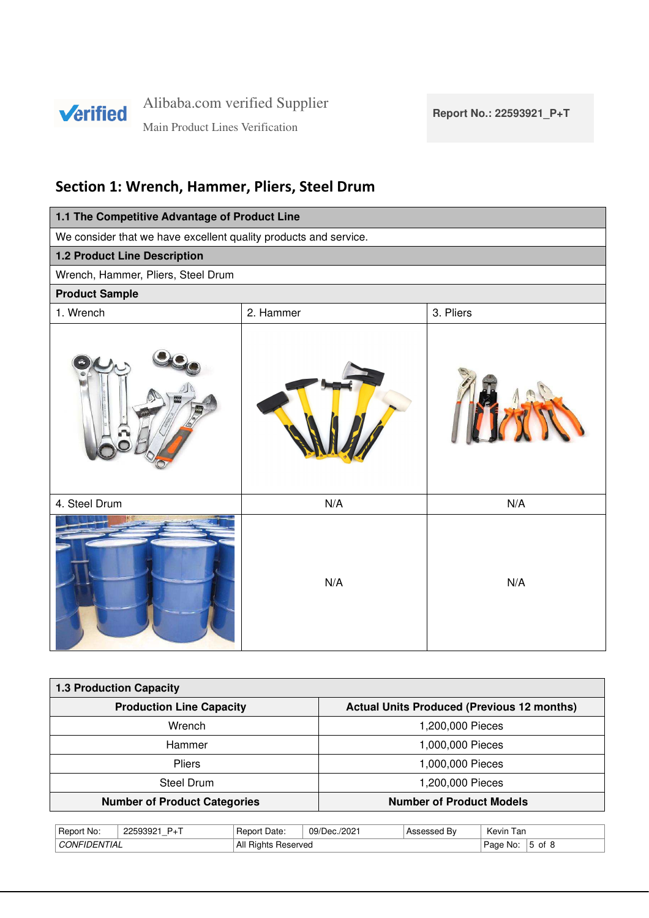## Section 1: Wrench, Hammer, Pliers, Steel Drum

| 1.1 The Competitive Advantage of Product Line | | |
|---|---|---|
| We consider that we have excellent quality products and service. | | |
| **1.2 Product Line Description** | | |
| Wrench, Hammer, Pliers, Steel Drum | | |
| **Product Sample** | | |
| 1. Wrench | 2. Hammer | 3. Pliers |
| 4. Steel Drum | N/A | N/A |
| | N/A | N/A |

| 1.3 Production Capacity | |
|---|---|
| **Production Line Capacity** | **Actual Units Produced (Previous 12 months)** |
| Wrench | 1,200,000 Pieces |
| Hammer | 1,000,000 Pieces |
| Pliers | 1,000,000 Pieces |
| Steel Drum | 1,200,000 Pieces |
| **Number of Product Categories** | **Number of Product Models** |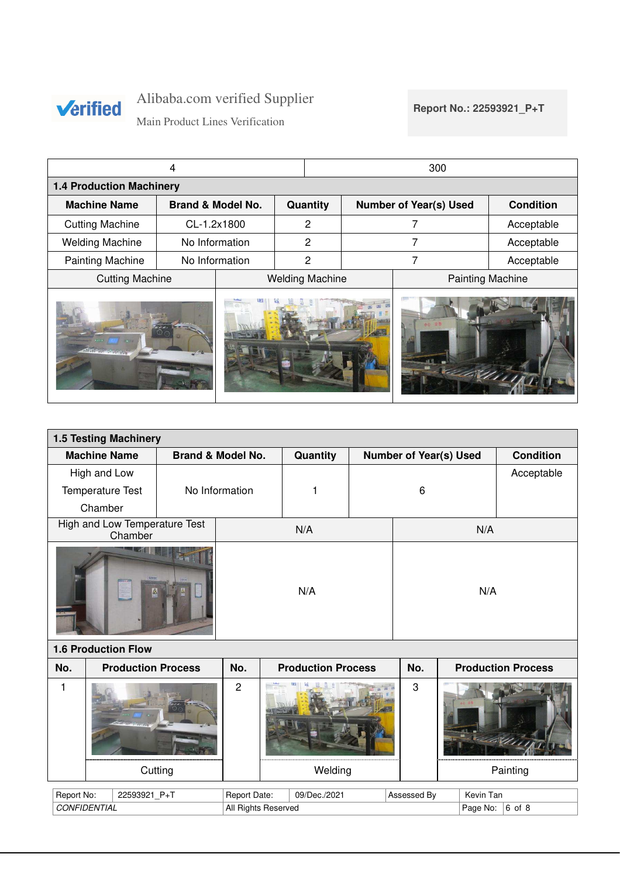| 4 | 300 |
|---|---|

### 1.4 Production Machinery

| Machine Name | Brand & Model No. | Quantity | Number of Year(s) Used | Condition |
|---|---|---|---|---|
| Cutting Machine | CL-1.2x1800 | 2 | 7 | Acceptable |
| Welding Machine | No Information | 2 | 7 | Acceptable |
| Painting Machine | No Information | 2 | 7 | Acceptable |

| Cutting Machine | Welding Machine | Painting Machine |
|---|---|---|

### 1.5 Testing Machinery

| Machine Name | Brand & Model No. | Quantity | Number of Year(s) Used | Condition |
|---|---|---|---|---|
| High and Low Temperature Test Chamber | No Information | 1 | 6 | Acceptable |

| High and Low Temperature Test Chamber | N/A | N/A |
|---|---|---|
| | N/A | N/A |

### 1.6 Production Flow

| No. | Production Process | No. | Production Process | No. | Production Process |
|---|---|---|---|---|---|
| 1 | Cutting | 2 | Welding | 3 | Painting |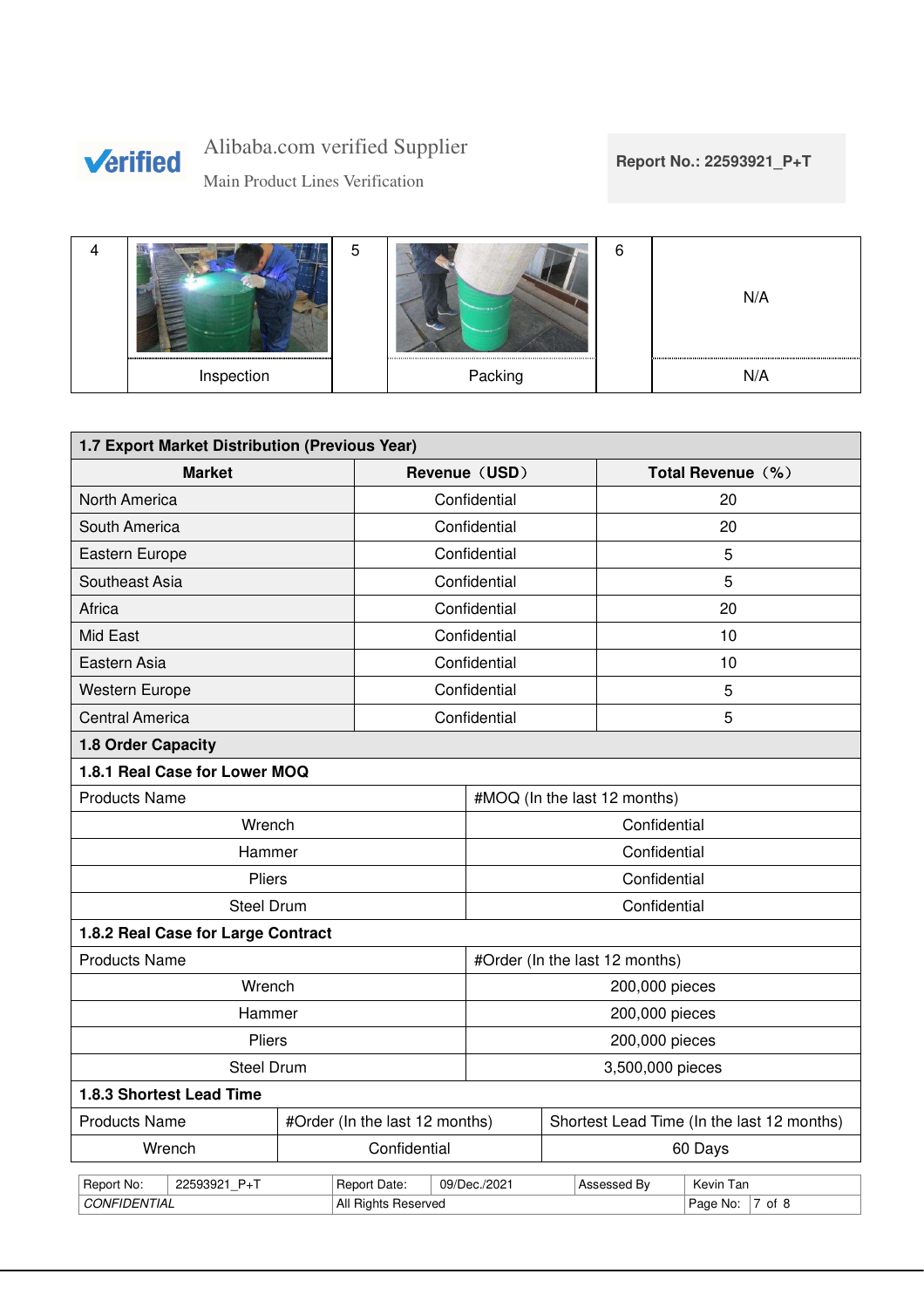| 4 | | 5 | | 6 | N/A |
|---|---|---|---|---|---|
| | Inspection | | Packing | | N/A |

| 1.7 Export Market Distribution (Previous Year) | | |
|---|---|---|
| **Market** | **Revenue（USD）** | **Total Revenue（%）** |
| North America | Confidential | 20 |
| South America | Confidential | 20 |
| Eastern Europe | Confidential | 5 |
| Southeast Asia | Confidential | 5 |
| Africa | Confidential | 20 |
| Mid East | Confidential | 10 |
| Eastern Asia | Confidential | 10 |
| Western Europe | Confidential | 5 |
| Central America | Confidential | 5 |

**1.8 Order Capacity**

**1.8.1 Real Case for Lower MOQ**

| Products Name | #MOQ (In the last 12 months) |
|---|---|
| Wrench | Confidential |
| Hammer | Confidential |
| Pliers | Confidential |
| Steel Drum | Confidential |

**1.8.2 Real Case for Large Contract**

| Products Name | #Order (In the last 12 months) |
|---|---|
| Wrench | 200,000 pieces |
| Hammer | 200,000 pieces |
| Pliers | 200,000 pieces |
| Steel Drum | 3,500,000 pieces |

**1.8.3 Shortest Lead Time**

| Products Name | #Order (In the last 12 months) | Shortest Lead Time (In the last 12 months) |
|---|---|---|
| Wrench | Confidential | 60 Days |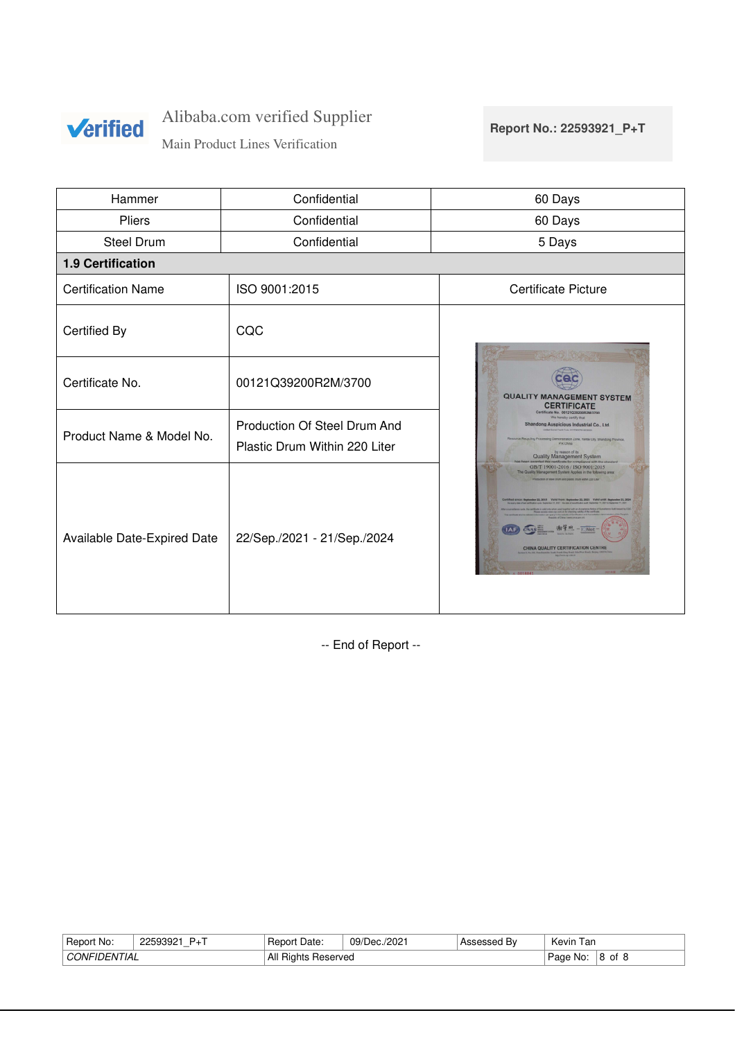| | | |
|---|---|---|
| Hammer | Confidential | 60 Days |
| Pliers | Confidential | 60 Days |
| Steel Drum | Confidential | 5 Days |

**1.9 Certification**

| | | |
|---|---|---|
| Certification Name | ISO 9001:2015 | Certificate Picture |
| Certified By | CQC | |
| Certificate No. | 00121Q39200R2M/3700 | |
| Product Name & Model No. | Production Of Steel Drum And Plastic Drum Within 220 Liter | |
| Available Date-Expired Date | 22/Sep./2021 - 21/Sep./2024 | |

-- End of Report --